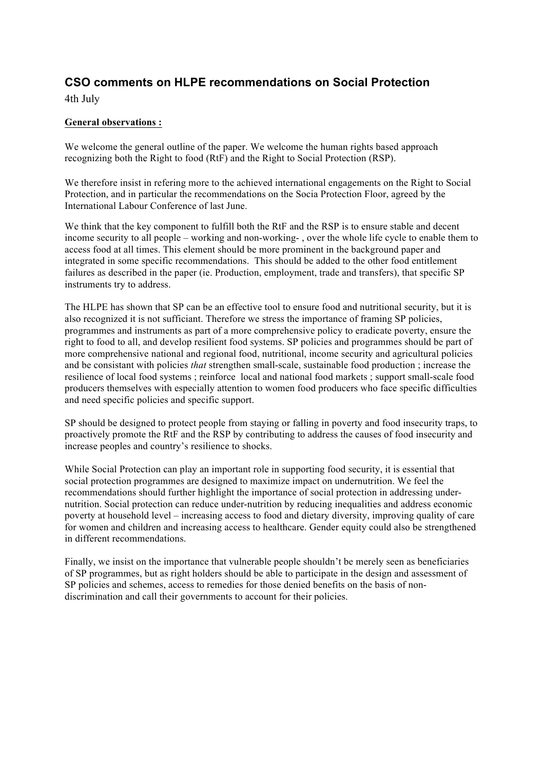## CSO comments on HLPE recommendations on Social Protection

4th July

**General observations :**

We welcome the general outline of the paper. We welcome the human rights based approach recognizing both the Right to food (RtF) and the Right to Social Protection (RSP).

We therefore insist in refering more to the achieved international engagements on the Right to Social Protection, and in particular the recommendations on the Socia Protection Floor, agreed by the International Labour Conference of last June.

We think that the key component to fulfill both the RtF and the RSP is to ensure stable and decent income security to all people – working and non-working- , over the whole life cycle to enable them to access food at all times. This element should be more prominent in the background paper and integrated in some specific recommendations. This should be added to the other food entitlement failures as described in the paper (ie. Production, employment, trade and transfers), that specific SP instruments try to address.

The HLPE has shown that SP can be an effective tool to ensure food and nutritional security, but it is also recognized it is not sufficiant. Therefore we stress the importance of framing SP policies, programmes and instruments as part of a more comprehensive policy to eradicate poverty, ensure the right to food to all, and develop resilient food systems. SP policies and programmes should be part of more comprehensive national and regional food, nutritional, income security and agricultural policies and be consistant with policies *that* strengthen small-scale, sustainable food production ; increase the resilience of local food systems ; reinforce local and national food markets ; support small-scale food producers themselves with especially attention to women food producers who face specific difficulties and need specific policies and specific support.

SP should be designed to protect people from staying or falling in poverty and food insecurity traps, to proactively promote the RtF and the RSP by contributing to address the causes of food insecurity and increase peoples and country's resilience to shocks.

While Social Protection can play an important role in supporting food security, it is essential that social protection programmes are designed to maximize impact on undernutrition. We feel the recommendations should further highlight the importance of social protection in addressing under-nutrition. Social protection can reduce under-nutrition by reducing inequalities and address economic poverty at household level – increasing access to food and dietary diversity, improving quality of care for women and children and increasing access to healthcare. Gender equity could also be strengthened in different recommendations.

Finally, we insist on the importance that vulnerable people shouldn't be merely seen as beneficiaries of SP programmes, but as right holders should be able to participate in the design and assessment of SP policies and schemes, access to remedies for those denied benefits on the basis of non-discrimination and call their governments to account for their policies.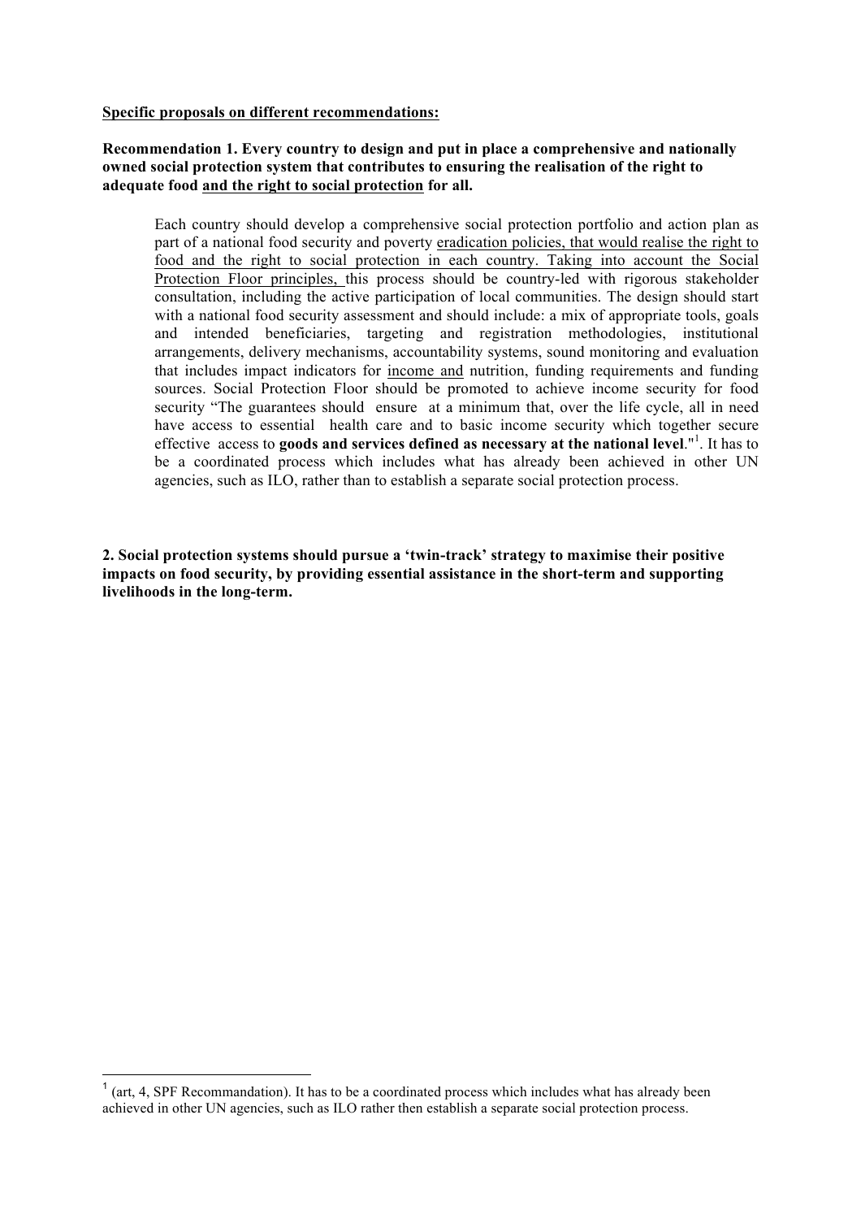<u>**Specific proposals on different recommendations:**</u>

**Recommendation 1. Every country to design and put in place a comprehensive and nationally owned social protection system that contributes to ensuring the realisation of the right to adequate food <u>and the right to social protection</u> for all.**

> Each country should develop a comprehensive social protection portfolio and action plan as part of a national food security and poverty <u>eradication policies, that would realise the right to food and the right to social protection in each country. Taking into account the Social Protection Floor principles,</u> this process should be country-led with rigorous stakeholder consultation, including the active participation of local communities. The design should start with a national food security assessment and should include: a mix of appropriate tools, goals and intended beneficiaries, targeting and registration methodologies, institutional arrangements, delivery mechanisms, accountability systems, sound monitoring and evaluation that includes impact indicators for <u>income and</u> nutrition, funding requirements and funding sources. Social Protection Floor should be promoted to achieve income security for food security "The guarantees should ensure at a minimum that, over the life cycle, all in need have access to essential health care and to basic income security which together secure effective access to **goods and services defined as necessary at the national level**."[1]. It has to be a coordinated process which includes what has already been achieved in other UN agencies, such as ILO, rather than to establish a separate social protection process.

**2. Social protection systems should pursue a 'twin-track' strategy to maximise their positive impacts on food security, by providing essential assistance in the short-term and supporting livelihoods in the long-term.**

---

[1] (art, 4, SPF Recommandation). It has to be a coordinated process which includes what has already been achieved in other UN agencies, such as ILO rather then establish a separate social protection process.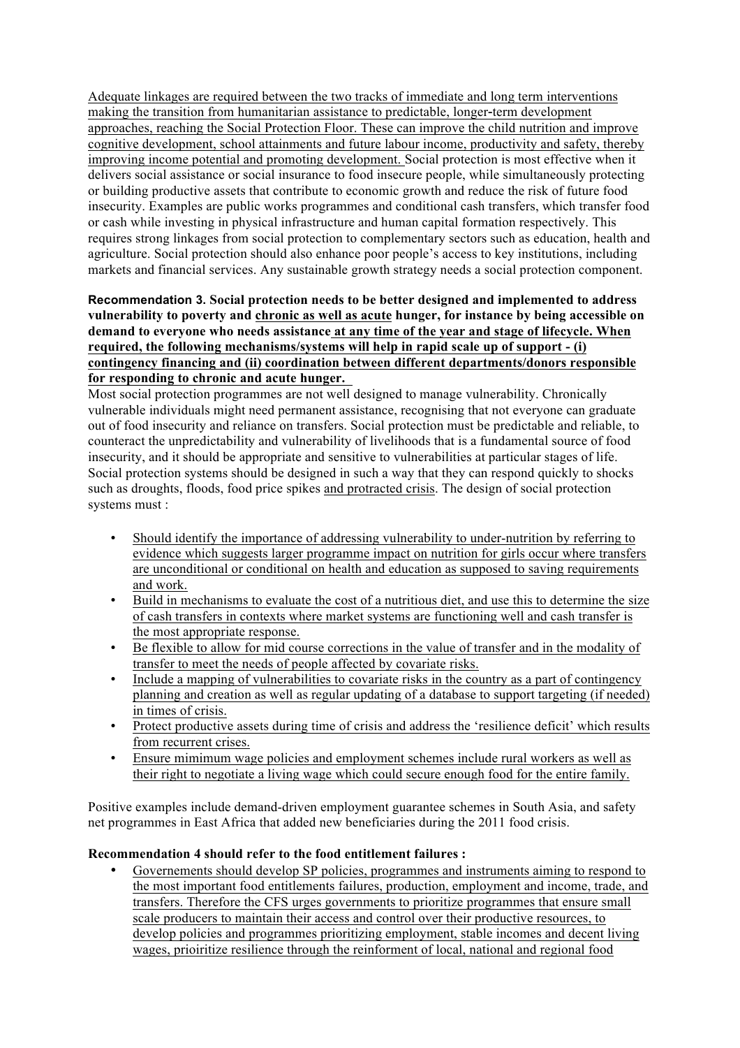Adequate linkages are required between the two tracks of immediate and long term interventions making the transition from humanitarian assistance to predictable, longer-term development approaches, reaching the Social Protection Floor. These can improve the child nutrition and improve cognitive development, school attainments and future labour income, productivity and safety, thereby improving income potential and promoting development. Social protection is most effective when it delivers social assistance or social insurance to food insecure people, while simultaneously protecting or building productive assets that contribute to economic growth and reduce the risk of future food insecurity. Examples are public works programmes and conditional cash transfers, which transfer food or cash while investing in physical infrastructure and human capital formation respectively. This requires strong linkages from social protection to complementary sectors such as education, health and agriculture. Social protection should also enhance poor people's access to key institutions, including markets and financial services. Any sustainable growth strategy needs a social protection component.

**Recommendation 3. Social protection needs to be better designed and implemented to address vulnerability to poverty and chronic as well as acute hunger, for instance by being accessible on demand to everyone who needs assistance at any time of the year and stage of lifecycle. When required, the following mechanisms/systems will help in rapid scale up of support - (i) contingency financing and (ii) coordination between different departments/donors responsible for responding to chronic and acute hunger.**

Most social protection programmes are not well designed to manage vulnerability. Chronically vulnerable individuals might need permanent assistance, recognising that not everyone can graduate out of food insecurity and reliance on transfers. Social protection must be predictable and reliable, to counteract the unpredictability and vulnerability of livelihoods that is a fundamental source of food insecurity, and it should be appropriate and sensitive to vulnerabilities at particular stages of life. Social protection systems should be designed in such a way that they can respond quickly to shocks such as droughts, floods, food price spikes and protracted crisis. The design of social protection systems must :

- Should identify the importance of addressing vulnerability to under-nutrition by referring to evidence which suggests larger programme impact on nutrition for girls occur where transfers are unconditional or conditional on health and education as supposed to saving requirements and work.
- Build in mechanisms to evaluate the cost of a nutritious diet, and use this to determine the size of cash transfers in contexts where market systems are functioning well and cash transfer is the most appropriate response.
- Be flexible to allow for mid course corrections in the value of transfer and in the modality of transfer to meet the needs of people affected by covariate risks.
- Include a mapping of vulnerabilities to covariate risks in the country as a part of contingency planning and creation as well as regular updating of a database to support targeting (if needed) in times of crisis.
- Protect productive assets during time of crisis and address the 'resilience deficit' which results from recurrent crises.
- Ensure mimimum wage policies and employment schemes include rural workers as well as their right to negotiate a living wage which could secure enough food for the entire family.

Positive examples include demand-driven employment guarantee schemes in South Asia, and safety net programmes in East Africa that added new beneficiaries during the 2011 food crisis.

**Recommendation 4 should refer to the food entitlement failures :**

- Governements should develop SP policies, programmes and instruments aiming to respond to the most important food entitlements failures, production, employment and income, trade, and transfers. Therefore the CFS urges governments to prioritize programmes that ensure small scale producers to maintain their access and control over their productive resources, to develop policies and programmes prioritizing employment, stable incomes and decent living wages, prioiritize resilience through the reinforment of local, national and regional food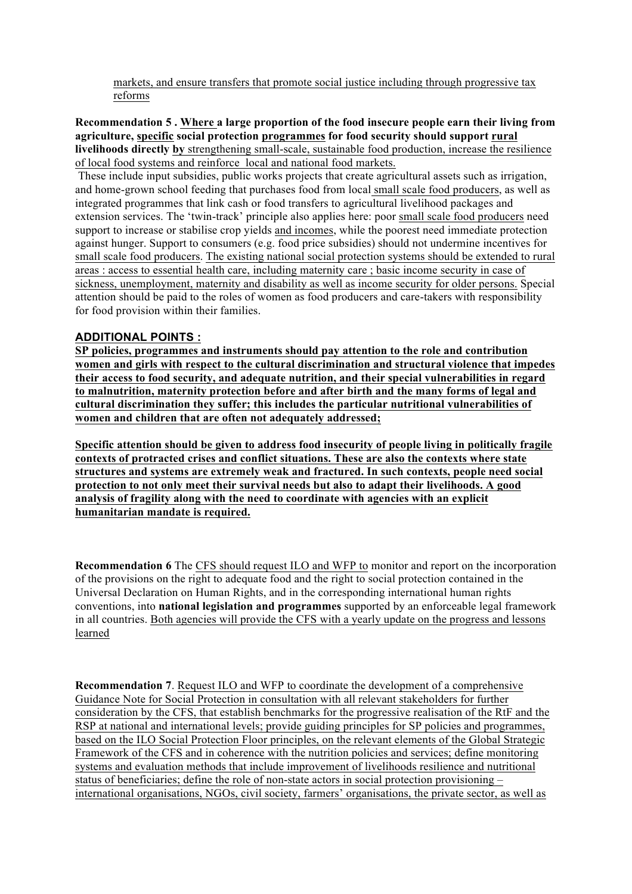markets, and ensure transfers that promote social justice including through progressive tax reforms

**Recommendation 5 . Where a large proportion of the food insecure people earn their living from agriculture, specific social protection programmes for food security should support rural livelihoods directly by** strengthening small-scale, sustainable food production, increase the resilience of local food systems and reinforce local and national food markets.

These include input subsidies, public works projects that create agricultural assets such as irrigation, and home-grown school feeding that purchases food from local small scale food producers, as well as integrated programmes that link cash or food transfers to agricultural livelihood packages and extension services. The 'twin-track' principle also applies here: poor small scale food producers need support to increase or stabilise crop yields and incomes, while the poorest need immediate protection against hunger. Support to consumers (e.g. food price subsidies) should not undermine incentives for small scale food producers. The existing national social protection systems should be extended to rural areas : access to essential health care, including maternity care ; basic income security in case of sickness, unemployment, maternity and disability as well as income security for older persons. Special attention should be paid to the roles of women as food producers and care-takers with responsibility for food provision within their families.

## ADDITIONAL POINTS :

**SP policies, programmes and instruments should pay attention to the role and contribution women and girls with respect to the cultural discrimination and structural violence that impedes their access to food security, and adequate nutrition, and their special vulnerabilities in regard to malnutrition, maternity protection before and after birth and the many forms of legal and cultural discrimination they suffer; this includes the particular nutritional vulnerabilities of women and children that are often not adequately addressed;**

**Specific attention should be given to address food insecurity of people living in politically fragile contexts of protracted crises and conflict situations. These are also the contexts where state structures and systems are extremely weak and fractured. In such contexts, people need social protection to not only meet their survival needs but also to adapt their livelihoods. A good analysis of fragility along with the need to coordinate with agencies with an explicit humanitarian mandate is required.**

**Recommendation 6** The CFS should request ILO and WFP to monitor and report on the incorporation of the provisions on the right to adequate food and the right to social protection contained in the Universal Declaration on Human Rights, and in the corresponding international human rights conventions, into **national legislation and programmes** supported by an enforceable legal framework in all countries. Both agencies will provide the CFS with a yearly update on the progress and lessons learned

**Recommendation 7**. Request ILO and WFP to coordinate the development of a comprehensive Guidance Note for Social Protection in consultation with all relevant stakeholders for further consideration by the CFS, that establish benchmarks for the progressive realisation of the RtF and the RSP at national and international levels; provide guiding principles for SP policies and programmes, based on the ILO Social Protection Floor principles, on the relevant elements of the Global Strategic Framework of the CFS and in coherence with the nutrition policies and services; define monitoring systems and evaluation methods that include improvement of livelihoods resilience and nutritional status of beneficiaries; define the role of non-state actors in social protection provisioning – international organisations, NGOs, civil society, farmers' organisations, the private sector, as well as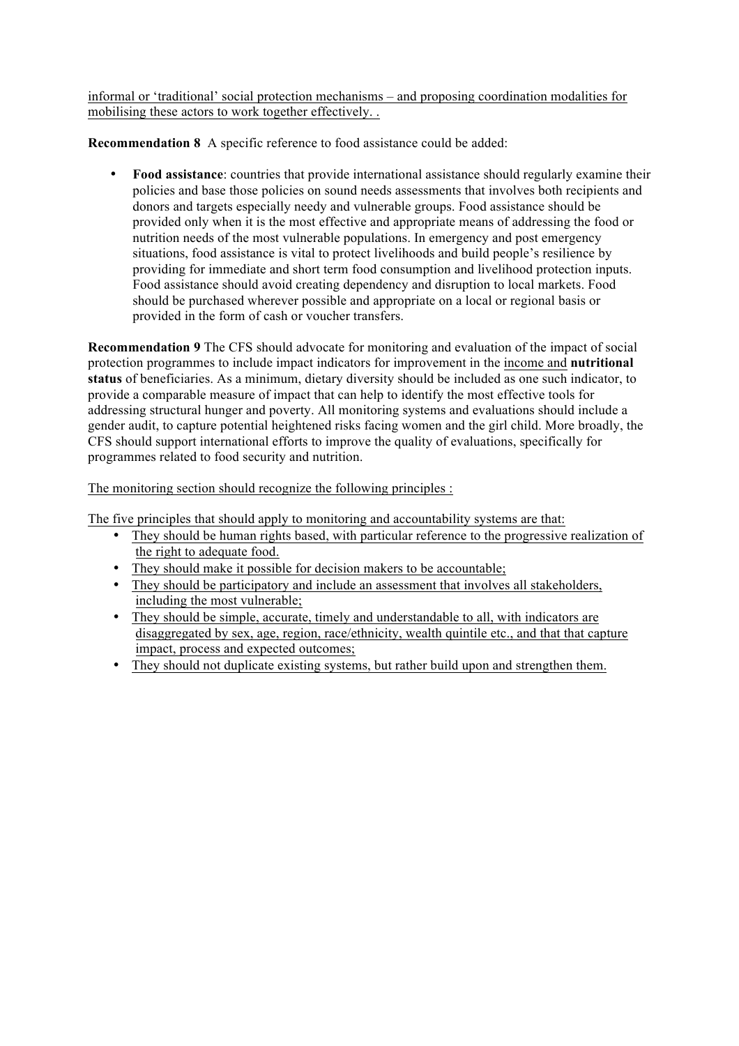informal or 'traditional' social protection mechanisms – and proposing coordination modalities for mobilising these actors to work together effectively. .

**Recommendation 8** A specific reference to food assistance could be added:

- **Food assistance**: countries that provide international assistance should regularly examine their policies and base those policies on sound needs assessments that involves both recipients and donors and targets especially needy and vulnerable groups. Food assistance should be provided only when it is the most effective and appropriate means of addressing the food or nutrition needs of the most vulnerable populations. In emergency and post emergency situations, food assistance is vital to protect livelihoods and build people's resilience by providing for immediate and short term food consumption and livelihood protection inputs. Food assistance should avoid creating dependency and disruption to local markets. Food should be purchased wherever possible and appropriate on a local or regional basis or provided in the form of cash or voucher transfers.

**Recommendation 9** The CFS should advocate for monitoring and evaluation of the impact of social protection programmes to include impact indicators for improvement in the income and **nutritional status** of beneficiaries. As a minimum, dietary diversity should be included as one such indicator, to provide a comparable measure of impact that can help to identify the most effective tools for addressing structural hunger and poverty. All monitoring systems and evaluations should include a gender audit, to capture potential heightened risks facing women and the girl child. More broadly, the CFS should support international efforts to improve the quality of evaluations, specifically for programmes related to food security and nutrition.

The monitoring section should recognize the following principles :

The five principles that should apply to monitoring and accountability systems are that:

- They should be human rights based, with particular reference to the progressive realization of the right to adequate food.
- They should make it possible for decision makers to be accountable;
- They should be participatory and include an assessment that involves all stakeholders, including the most vulnerable;
- They should be simple, accurate, timely and understandable to all, with indicators are disaggregated by sex, age, region, race/ethnicity, wealth quintile etc., and that that capture impact, process and expected outcomes;
- They should not duplicate existing systems, but rather build upon and strengthen them.